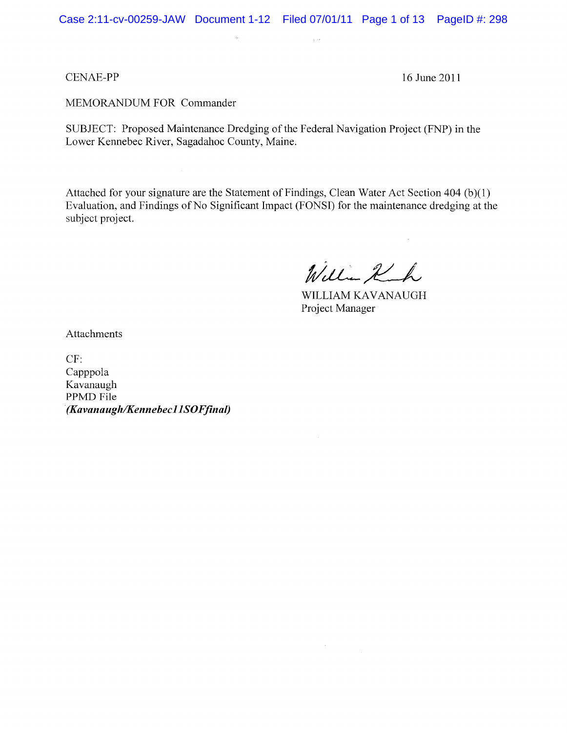CENAE-PP 16 June 2011

MEMORANDUM FOR Commander

SUBJECT: Proposed Maintenance Dredging of the Federal Navigation Project (FNP) in the Lower Kennebec River, Sagadahoc County, Maine.

Attached for your signature are the Statement of Findings, Clean Water Act Section 404 (b)(1) Evaluation, and Findings of No Significant Impact (FONSI) for the maintenance dredging at the subject project.

WILLIAM KAVANAUGH
Project Manager

Attachments

CF:
Capppola
Kavanaugh
PPMD File
***(Kavanaugh/Kennebec11SOFfinal)***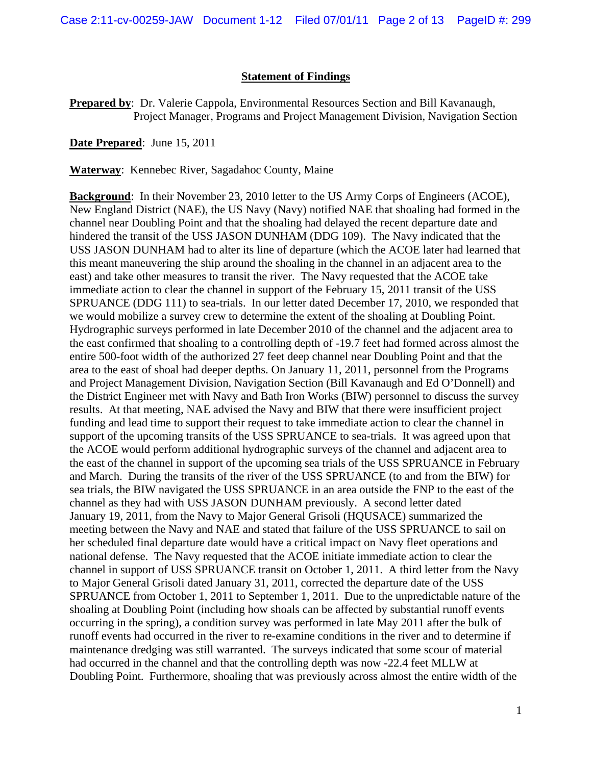## Statement of Findings

**Prepared by**: Dr. Valerie Cappola, Environmental Resources Section and Bill Kavanaugh, Project Manager, Programs and Project Management Division, Navigation Section

**Date Prepared**: June 15, 2011

**Waterway**: Kennebec River, Sagadahoc County, Maine

**Background**: In their November 23, 2010 letter to the US Army Corps of Engineers (ACOE), New England District (NAE), the US Navy (Navy) notified NAE that shoaling had formed in the channel near Doubling Point and that the shoaling had delayed the recent departure date and hindered the transit of the USS JASON DUNHAM (DDG 109). The Navy indicated that the USS JASON DUNHAM had to alter its line of departure (which the ACOE later had learned that this meant maneuvering the ship around the shoaling in the channel in an adjacent area to the east) and take other measures to transit the river. The Navy requested that the ACOE take immediate action to clear the channel in support of the February 15, 2011 transit of the USS SPRUANCE (DDG 111) to sea-trials. In our letter dated December 17, 2010, we responded that we would mobilize a survey crew to determine the extent of the shoaling at Doubling Point. Hydrographic surveys performed in late December 2010 of the channel and the adjacent area to the east confirmed that shoaling to a controlling depth of -19.7 feet had formed across almost the entire 500-foot width of the authorized 27 feet deep channel near Doubling Point and that the area to the east of shoal had deeper depths. On January 11, 2011, personnel from the Programs and Project Management Division, Navigation Section (Bill Kavanaugh and Ed O'Donnell) and the District Engineer met with Navy and Bath Iron Works (BIW) personnel to discuss the survey results. At that meeting, NAE advised the Navy and BIW that there were insufficient project funding and lead time to support their request to take immediate action to clear the channel in support of the upcoming transits of the USS SPRUANCE to sea-trials. It was agreed upon that the ACOE would perform additional hydrographic surveys of the channel and adjacent area to the east of the channel in support of the upcoming sea trials of the USS SPRUANCE in February and March. During the transits of the river of the USS SPRUANCE (to and from the BIW) for sea trials, the BIW navigated the USS SPRUANCE in an area outside the FNP to the east of the channel as they had with USS JASON DUNHAM previously. A second letter dated January 19, 2011, from the Navy to Major General Grisoli (HQUSACE) summarized the meeting between the Navy and NAE and stated that failure of the USS SPRUANCE to sail on her scheduled final departure date would have a critical impact on Navy fleet operations and national defense. The Navy requested that the ACOE initiate immediate action to clear the channel in support of USS SPRUANCE transit on October 1, 2011. A third letter from the Navy to Major General Grisoli dated January 31, 2011, corrected the departure date of the USS SPRUANCE from October 1, 2011 to September 1, 2011. Due to the unpredictable nature of the shoaling at Doubling Point (including how shoals can be affected by substantial runoff events occurring in the spring), a condition survey was performed in late May 2011 after the bulk of runoff events had occurred in the river to re-examine conditions in the river and to determine if maintenance dredging was still warranted. The surveys indicated that some scour of material had occurred in the channel and that the controlling depth was now -22.4 feet MLLW at Doubling Point. Furthermore, shoaling that was previously across almost the entire width of the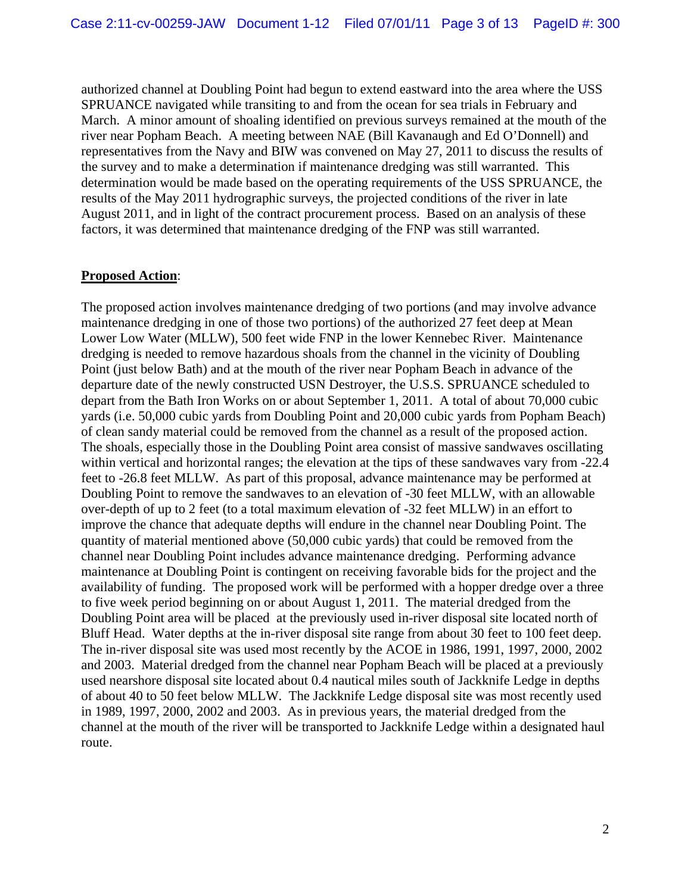authorized channel at Doubling Point had begun to extend eastward into the area where the USS SPRUANCE navigated while transiting to and from the ocean for sea trials in February and March. A minor amount of shoaling identified on previous surveys remained at the mouth of the river near Popham Beach. A meeting between NAE (Bill Kavanaugh and Ed O'Donnell) and representatives from the Navy and BIW was convened on May 27, 2011 to discuss the results of the survey and to make a determination if maintenance dredging was still warranted. This determination would be made based on the operating requirements of the USS SPRUANCE, the results of the May 2011 hydrographic surveys, the projected conditions of the river in late August 2011, and in light of the contract procurement process. Based on an analysis of these factors, it was determined that maintenance dredging of the FNP was still warranted.

**Proposed Action**:

The proposed action involves maintenance dredging of two portions (and may involve advance maintenance dredging in one of those two portions) of the authorized 27 feet deep at Mean Lower Low Water (MLLW), 500 feet wide FNP in the lower Kennebec River. Maintenance dredging is needed to remove hazardous shoals from the channel in the vicinity of Doubling Point (just below Bath) and at the mouth of the river near Popham Beach in advance of the departure date of the newly constructed USN Destroyer, the U.S.S. SPRUANCE scheduled to depart from the Bath Iron Works on or about September 1, 2011. A total of about 70,000 cubic yards (i.e. 50,000 cubic yards from Doubling Point and 20,000 cubic yards from Popham Beach) of clean sandy material could be removed from the channel as a result of the proposed action. The shoals, especially those in the Doubling Point area consist of massive sandwaves oscillating within vertical and horizontal ranges; the elevation at the tips of these sandwaves vary from -22.4 feet to -26.8 feet MLLW. As part of this proposal, advance maintenance may be performed at Doubling Point to remove the sandwaves to an elevation of -30 feet MLLW, with an allowable over-depth of up to 2 feet (to a total maximum elevation of -32 feet MLLW) in an effort to improve the chance that adequate depths will endure in the channel near Doubling Point. The quantity of material mentioned above (50,000 cubic yards) that could be removed from the channel near Doubling Point includes advance maintenance dredging. Performing advance maintenance at Doubling Point is contingent on receiving favorable bids for the project and the availability of funding. The proposed work will be performed with a hopper dredge over a three to five week period beginning on or about August 1, 2011. The material dredged from the Doubling Point area will be placed at the previously used in-river disposal site located north of Bluff Head. Water depths at the in-river disposal site range from about 30 feet to 100 feet deep. The in-river disposal site was used most recently by the ACOE in 1986, 1991, 1997, 2000, 2002 and 2003. Material dredged from the channel near Popham Beach will be placed at a previously used nearshore disposal site located about 0.4 nautical miles south of Jackknife Ledge in depths of about 40 to 50 feet below MLLW. The Jackknife Ledge disposal site was most recently used in 1989, 1997, 2000, 2002 and 2003. As in previous years, the material dredged from the channel at the mouth of the river will be transported to Jackknife Ledge within a designated haul route.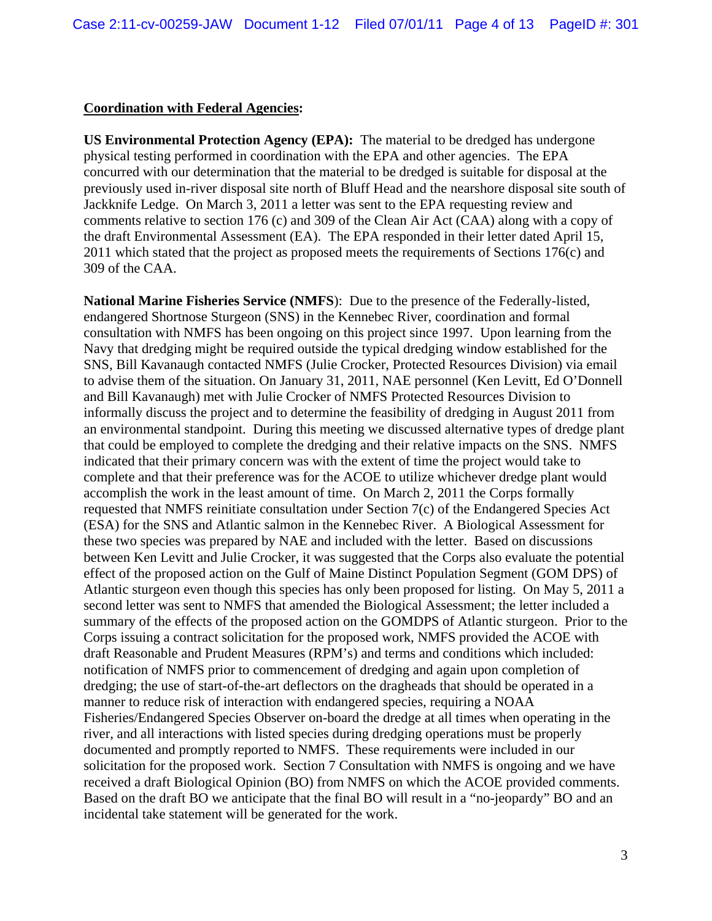**Coordination with Federal Agencies:**

**US Environmental Protection Agency (EPA):** The material to be dredged has undergone physical testing performed in coordination with the EPA and other agencies. The EPA concurred with our determination that the material to be dredged is suitable for disposal at the previously used in-river disposal site north of Bluff Head and the nearshore disposal site south of Jackknife Ledge. On March 3, 2011 a letter was sent to the EPA requesting review and comments relative to section 176 (c) and 309 of the Clean Air Act (CAA) along with a copy of the draft Environmental Assessment (EA). The EPA responded in their letter dated April 15, 2011 which stated that the project as proposed meets the requirements of Sections 176(c) and 309 of the CAA.

**National Marine Fisheries Service (NMFS**): Due to the presence of the Federally-listed, endangered Shortnose Sturgeon (SNS) in the Kennebec River, coordination and formal consultation with NMFS has been ongoing on this project since 1997. Upon learning from the Navy that dredging might be required outside the typical dredging window established for the SNS, Bill Kavanaugh contacted NMFS (Julie Crocker, Protected Resources Division) via email to advise them of the situation. On January 31, 2011, NAE personnel (Ken Levitt, Ed O'Donnell and Bill Kavanaugh) met with Julie Crocker of NMFS Protected Resources Division to informally discuss the project and to determine the feasibility of dredging in August 2011 from an environmental standpoint. During this meeting we discussed alternative types of dredge plant that could be employed to complete the dredging and their relative impacts on the SNS. NMFS indicated that their primary concern was with the extent of time the project would take to complete and that their preference was for the ACOE to utilize whichever dredge plant would accomplish the work in the least amount of time. On March 2, 2011 the Corps formally requested that NMFS reinitiate consultation under Section 7(c) of the Endangered Species Act (ESA) for the SNS and Atlantic salmon in the Kennebec River. A Biological Assessment for these two species was prepared by NAE and included with the letter. Based on discussions between Ken Levitt and Julie Crocker, it was suggested that the Corps also evaluate the potential effect of the proposed action on the Gulf of Maine Distinct Population Segment (GOM DPS) of Atlantic sturgeon even though this species has only been proposed for listing. On May 5, 2011 a second letter was sent to NMFS that amended the Biological Assessment; the letter included a summary of the effects of the proposed action on the GOMDPS of Atlantic sturgeon. Prior to the Corps issuing a contract solicitation for the proposed work, NMFS provided the ACOE with draft Reasonable and Prudent Measures (RPM's) and terms and conditions which included: notification of NMFS prior to commencement of dredging and again upon completion of dredging; the use of start-of-the-art deflectors on the dragheads that should be operated in a manner to reduce risk of interaction with endangered species, requiring a NOAA Fisheries/Endangered Species Observer on-board the dredge at all times when operating in the river, and all interactions with listed species during dredging operations must be properly documented and promptly reported to NMFS. These requirements were included in our solicitation for the proposed work. Section 7 Consultation with NMFS is ongoing and we have received a draft Biological Opinion (BO) from NMFS on which the ACOE provided comments. Based on the draft BO we anticipate that the final BO will result in a "no-jeopardy" BO and an incidental take statement will be generated for the work.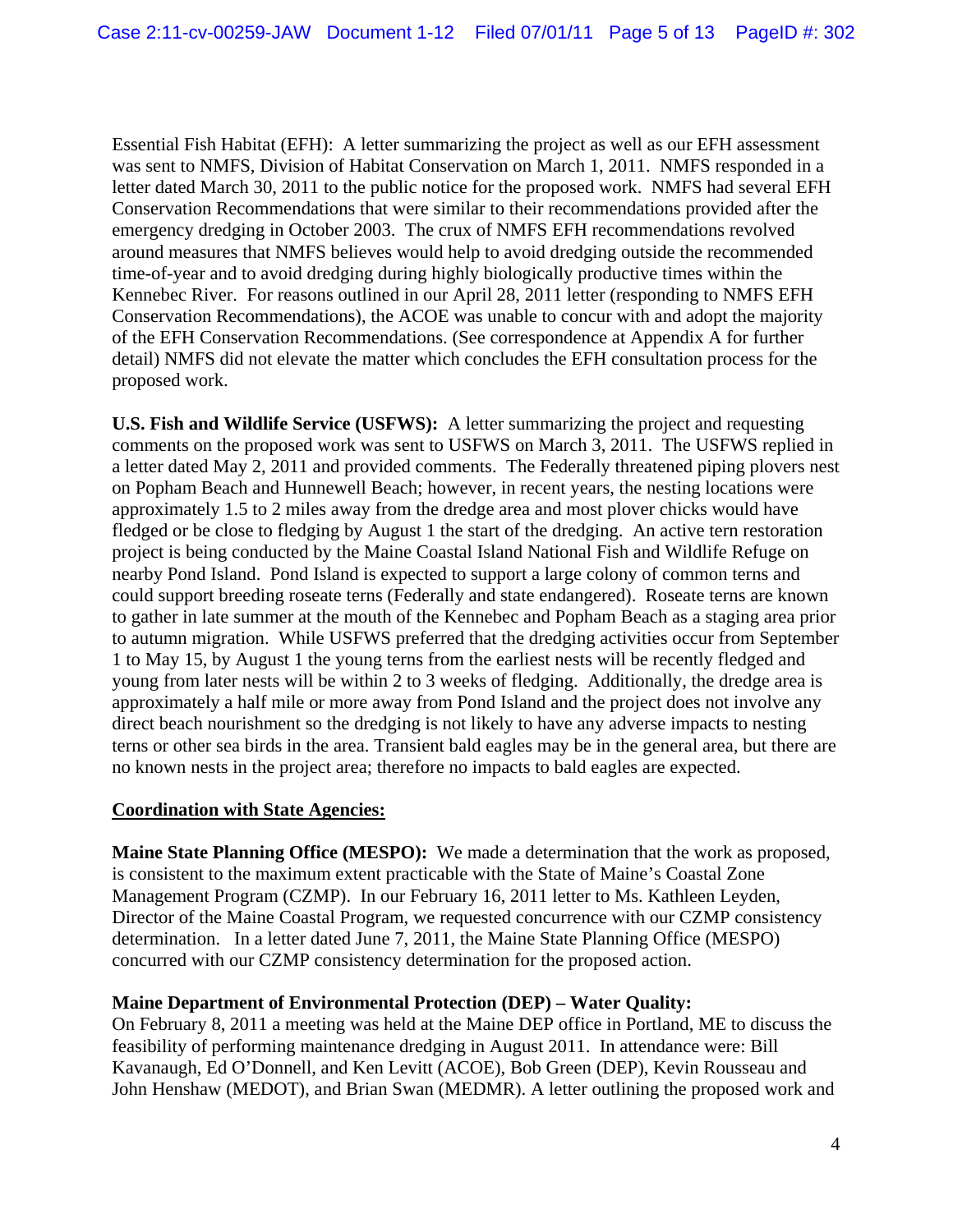Essential Fish Habitat (EFH): A letter summarizing the project as well as our EFH assessment was sent to NMFS, Division of Habitat Conservation on March 1, 2011. NMFS responded in a letter dated March 30, 2011 to the public notice for the proposed work. NMFS had several EFH Conservation Recommendations that were similar to their recommendations provided after the emergency dredging in October 2003. The crux of NMFS EFH recommendations revolved around measures that NMFS believes would help to avoid dredging outside the recommended time-of-year and to avoid dredging during highly biologically productive times within the Kennebec River. For reasons outlined in our April 28, 2011 letter (responding to NMFS EFH Conservation Recommendations), the ACOE was unable to concur with and adopt the majority of the EFH Conservation Recommendations. (See correspondence at Appendix A for further detail) NMFS did not elevate the matter which concludes the EFH consultation process for the proposed work.

**U.S. Fish and Wildlife Service (USFWS):** A letter summarizing the project and requesting comments on the proposed work was sent to USFWS on March 3, 2011. The USFWS replied in a letter dated May 2, 2011 and provided comments. The Federally threatened piping plovers nest on Popham Beach and Hunnewell Beach; however, in recent years, the nesting locations were approximately 1.5 to 2 miles away from the dredge area and most plover chicks would have fledged or be close to fledging by August 1 the start of the dredging. An active tern restoration project is being conducted by the Maine Coastal Island National Fish and Wildlife Refuge on nearby Pond Island. Pond Island is expected to support a large colony of common terns and could support breeding roseate terns (Federally and state endangered). Roseate terns are known to gather in late summer at the mouth of the Kennebec and Popham Beach as a staging area prior to autumn migration. While USFWS preferred that the dredging activities occur from September 1 to May 15, by August 1 the young terns from the earliest nests will be recently fledged and young from later nests will be within 2 to 3 weeks of fledging. Additionally, the dredge area is approximately a half mile or more away from Pond Island and the project does not involve any direct beach nourishment so the dredging is not likely to have any adverse impacts to nesting terns or other sea birds in the area. Transient bald eagles may be in the general area, but there are no known nests in the project area; therefore no impacts to bald eagles are expected.

**Coordination with State Agencies:**

**Maine State Planning Office (MESPO):** We made a determination that the work as proposed, is consistent to the maximum extent practicable with the State of Maine's Coastal Zone Management Program (CZMP). In our February 16, 2011 letter to Ms. Kathleen Leyden, Director of the Maine Coastal Program, we requested concurrence with our CZMP consistency determination. In a letter dated June 7, 2011, the Maine State Planning Office (MESPO) concurred with our CZMP consistency determination for the proposed action.

**Maine Department of Environmental Protection (DEP) – Water Quality:**
On February 8, 2011 a meeting was held at the Maine DEP office in Portland, ME to discuss the feasibility of performing maintenance dredging in August 2011. In attendance were: Bill Kavanaugh, Ed O'Donnell, and Ken Levitt (ACOE), Bob Green (DEP), Kevin Rousseau and John Henshaw (MEDOT), and Brian Swan (MEDMR). A letter outlining the proposed work and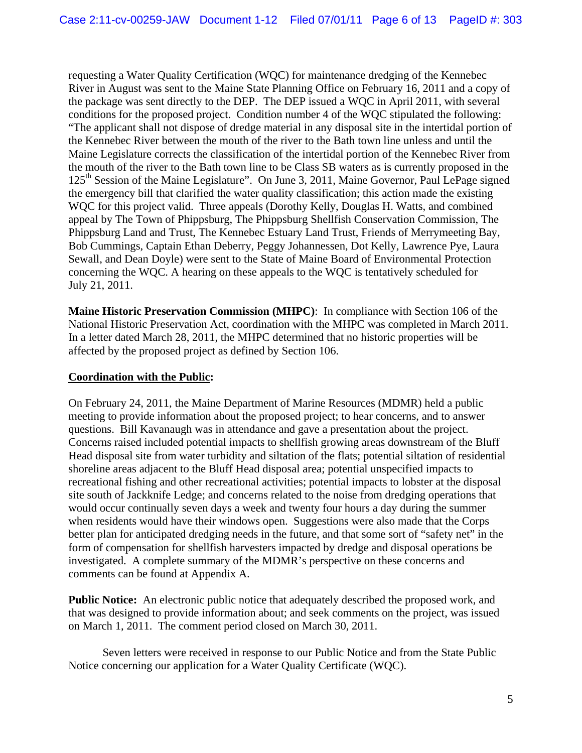requesting a Water Quality Certification (WQC) for maintenance dredging of the Kennebec River in August was sent to the Maine State Planning Office on February 16, 2011 and a copy of the package was sent directly to the DEP. The DEP issued a WQC in April 2011, with several conditions for the proposed project. Condition number 4 of the WQC stipulated the following: "The applicant shall not dispose of dredge material in any disposal site in the intertidal portion of the Kennebec River between the mouth of the river to the Bath town line unless and until the Maine Legislature corrects the classification of the intertidal portion of the Kennebec River from the mouth of the river to the Bath town line to be Class SB waters as is currently proposed in the 125th Session of the Maine Legislature". On June 3, 2011, Maine Governor, Paul LePage signed the emergency bill that clarified the water quality classification; this action made the existing WQC for this project valid. Three appeals (Dorothy Kelly, Douglas H. Watts, and combined appeal by The Town of Phippsburg, The Phippsburg Shellfish Conservation Commission, The Phippsburg Land and Trust, The Kennebec Estuary Land Trust, Friends of Merrymeeting Bay, Bob Cummings, Captain Ethan Deberry, Peggy Johannessen, Dot Kelly, Lawrence Pye, Laura Sewall, and Dean Doyle) were sent to the State of Maine Board of Environmental Protection concerning the WQC. A hearing on these appeals to the WQC is tentatively scheduled for July 21, 2011.

**Maine Historic Preservation Commission (MHPC)**: In compliance with Section 106 of the National Historic Preservation Act, coordination with the MHPC was completed in March 2011. In a letter dated March 28, 2011, the MHPC determined that no historic properties will be affected by the proposed project as defined by Section 106.

**<u>Coordination with the Public</u>:**

On February 24, 2011, the Maine Department of Marine Resources (MDMR) held a public meeting to provide information about the proposed project; to hear concerns, and to answer questions. Bill Kavanaugh was in attendance and gave a presentation about the project. Concerns raised included potential impacts to shellfish growing areas downstream of the Bluff Head disposal site from water turbidity and siltation of the flats; potential siltation of residential shoreline areas adjacent to the Bluff Head disposal area; potential unspecified impacts to recreational fishing and other recreational activities; potential impacts to lobster at the disposal site south of Jackknife Ledge; and concerns related to the noise from dredging operations that would occur continually seven days a week and twenty four hours a day during the summer when residents would have their windows open. Suggestions were also made that the Corps better plan for anticipated dredging needs in the future, and that some sort of "safety net" in the form of compensation for shellfish harvesters impacted by dredge and disposal operations be investigated. A complete summary of the MDMR's perspective on these concerns and comments can be found at Appendix A.

**Public Notice:** An electronic public notice that adequately described the proposed work, and that was designed to provide information about; and seek comments on the project, was issued on March 1, 2011. The comment period closed on March 30, 2011.

Seven letters were received in response to our Public Notice and from the State Public Notice concerning our application for a Water Quality Certificate (WQC).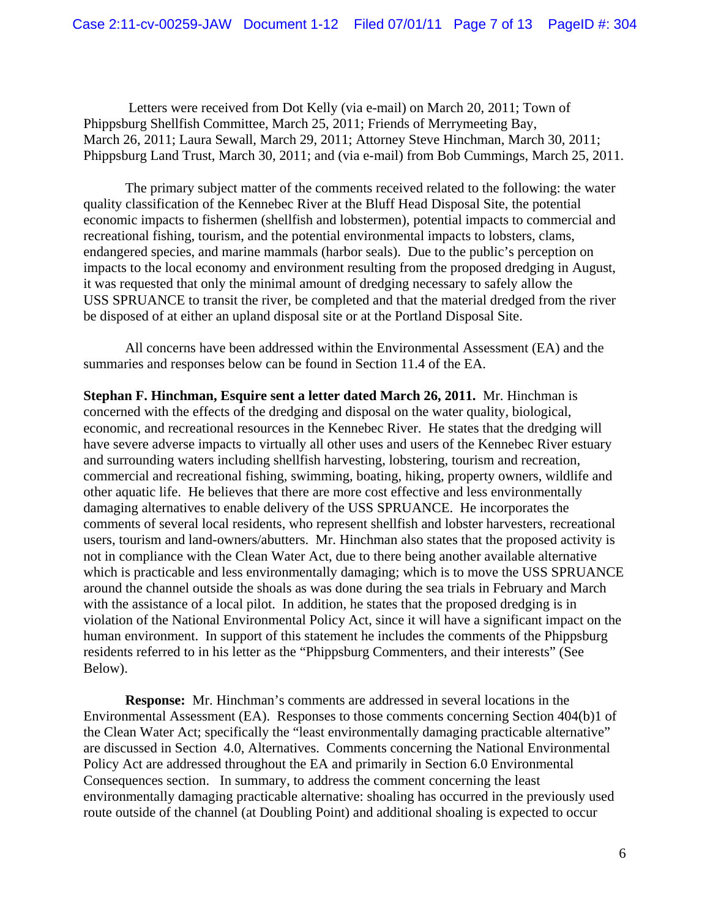Letters were received from Dot Kelly (via e-mail) on March 20, 2011; Town of Phippsburg Shellfish Committee, March 25, 2011; Friends of Merrymeeting Bay, March 26, 2011; Laura Sewall, March 29, 2011; Attorney Steve Hinchman, March 30, 2011; Phippsburg Land Trust, March 30, 2011; and (via e-mail) from Bob Cummings, March 25, 2011.

The primary subject matter of the comments received related to the following: the water quality classification of the Kennebec River at the Bluff Head Disposal Site, the potential economic impacts to fishermen (shellfish and lobstermen), potential impacts to commercial and recreational fishing, tourism, and the potential environmental impacts to lobsters, clams, endangered species, and marine mammals (harbor seals). Due to the public's perception on impacts to the local economy and environment resulting from the proposed dredging in August, it was requested that only the minimal amount of dredging necessary to safely allow the USS SPRUANCE to transit the river, be completed and that the material dredged from the river be disposed of at either an upland disposal site or at the Portland Disposal Site.

All concerns have been addressed within the Environmental Assessment (EA) and the summaries and responses below can be found in Section 11.4 of the EA.

**Stephan F. Hinchman, Esquire sent a letter dated March 26, 2011.** Mr. Hinchman is concerned with the effects of the dredging and disposal on the water quality, biological, economic, and recreational resources in the Kennebec River. He states that the dredging will have severe adverse impacts to virtually all other uses and users of the Kennebec River estuary and surrounding waters including shellfish harvesting, lobstering, tourism and recreation, commercial and recreational fishing, swimming, boating, hiking, property owners, wildlife and other aquatic life. He believes that there are more cost effective and less environmentally damaging alternatives to enable delivery of the USS SPRUANCE. He incorporates the comments of several local residents, who represent shellfish and lobster harvesters, recreational users, tourism and land-owners/abutters. Mr. Hinchman also states that the proposed activity is not in compliance with the Clean Water Act, due to there being another available alternative which is practicable and less environmentally damaging; which is to move the USS SPRUANCE around the channel outside the shoals as was done during the sea trials in February and March with the assistance of a local pilot. In addition, he states that the proposed dredging is in violation of the National Environmental Policy Act, since it will have a significant impact on the human environment. In support of this statement he includes the comments of the Phippsburg residents referred to in his letter as the "Phippsburg Commenters, and their interests" (See Below).

**Response:** Mr. Hinchman's comments are addressed in several locations in the Environmental Assessment (EA). Responses to those comments concerning Section 404(b)1 of the Clean Water Act; specifically the "least environmentally damaging practicable alternative" are discussed in Section 4.0, Alternatives. Comments concerning the National Environmental Policy Act are addressed throughout the EA and primarily in Section 6.0 Environmental Consequences section. In summary, to address the comment concerning the least environmentally damaging practicable alternative: shoaling has occurred in the previously used route outside of the channel (at Doubling Point) and additional shoaling is expected to occur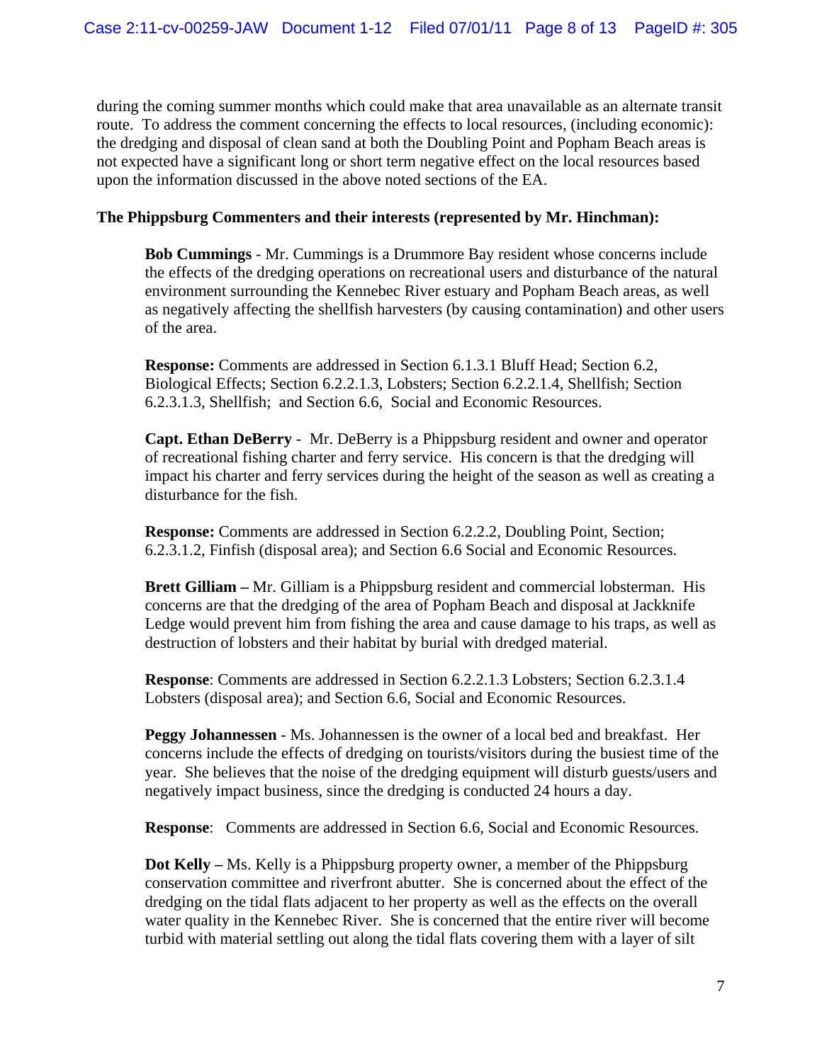during the coming summer months which could make that area unavailable as an alternate transit route. To address the comment concerning the effects to local resources, (including economic): the dredging and disposal of clean sand at both the Doubling Point and Popham Beach areas is not expected have a significant long or short term negative effect on the local resources based upon the information discussed in the above noted sections of the EA.

**The Phippsburg Commenters and their interests (represented by Mr. Hinchman):**

**Bob Cummings** - Mr. Cummings is a Drummore Bay resident whose concerns include the effects of the dredging operations on recreational users and disturbance of the natural environment surrounding the Kennebec River estuary and Popham Beach areas, as well as negatively affecting the shellfish harvesters (by causing contamination) and other users of the area.

**Response:** Comments are addressed in Section 6.1.3.1 Bluff Head; Section 6.2, Biological Effects; Section 6.2.2.1.3, Lobsters; Section 6.2.2.1.4, Shellfish; Section 6.2.3.1.3, Shellfish; and Section 6.6, Social and Economic Resources.

**Capt. Ethan DeBerry** - Mr. DeBerry is a Phippsburg resident and owner and operator of recreational fishing charter and ferry service. His concern is that the dredging will impact his charter and ferry services during the height of the season as well as creating a disturbance for the fish.

**Response:** Comments are addressed in Section 6.2.2.2, Doubling Point, Section; 6.2.3.1.2, Finfish (disposal area); and Section 6.6 Social and Economic Resources.

**Brett Gilliam –** Mr. Gilliam is a Phippsburg resident and commercial lobsterman. His concerns are that the dredging of the area of Popham Beach and disposal at Jackknife Ledge would prevent him from fishing the area and cause damage to his traps, as well as destruction of lobsters and their habitat by burial with dredged material.

**Response**: Comments are addressed in Section 6.2.2.1.3 Lobsters; Section 6.2.3.1.4 Lobsters (disposal area); and Section 6.6, Social and Economic Resources.

**Peggy Johannessen** - Ms. Johannessen is the owner of a local bed and breakfast. Her concerns include the effects of dredging on tourists/visitors during the busiest time of the year. She believes that the noise of the dredging equipment will disturb guests/users and negatively impact business, since the dredging is conducted 24 hours a day.

**Response**: Comments are addressed in Section 6.6, Social and Economic Resources.

**Dot Kelly –** Ms. Kelly is a Phippsburg property owner, a member of the Phippsburg conservation committee and riverfront abutter. She is concerned about the effect of the dredging on the tidal flats adjacent to her property as well as the effects on the overall water quality in the Kennebec River. She is concerned that the entire river will become turbid with material settling out along the tidal flats covering them with a layer of silt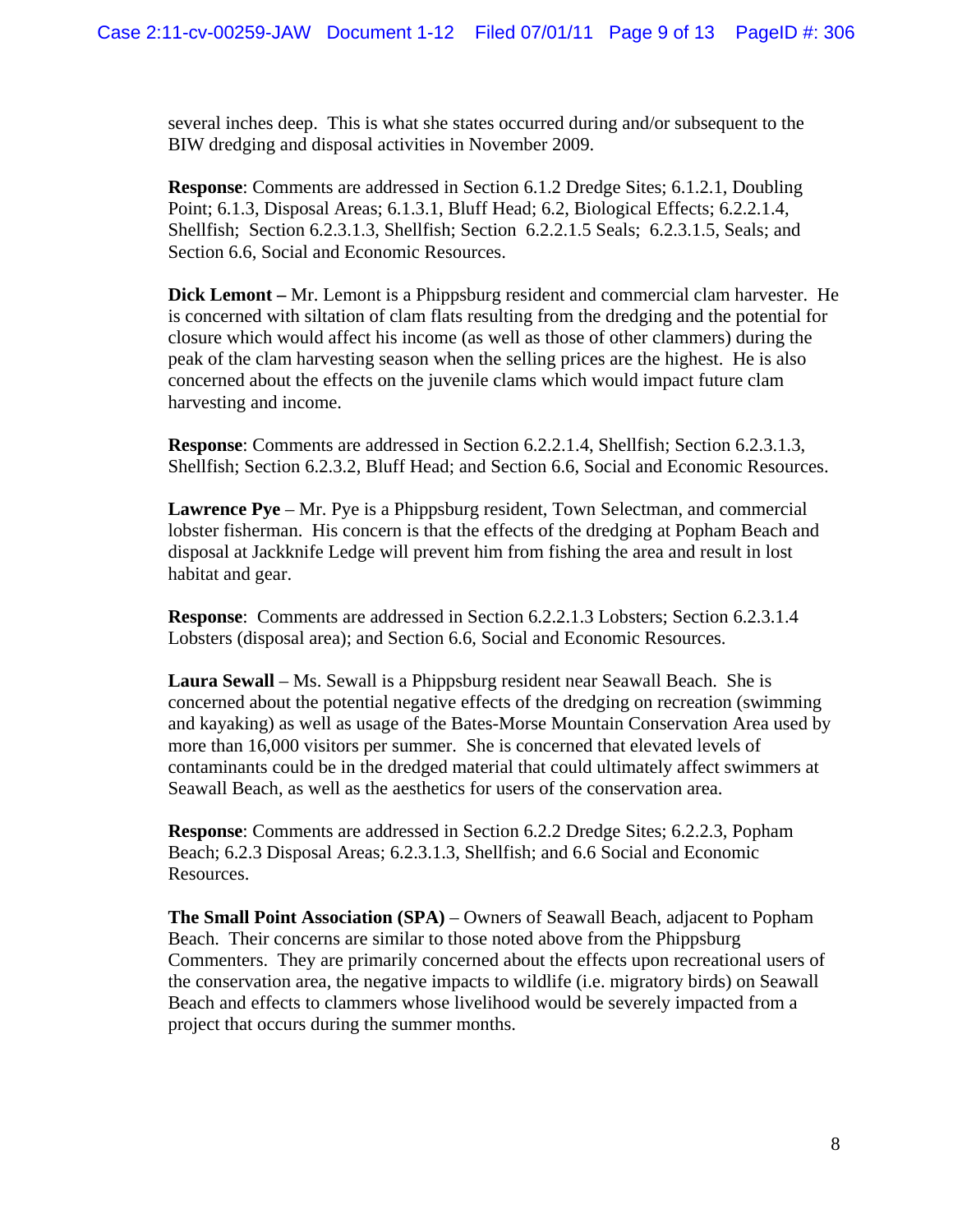several inches deep. This is what she states occurred during and/or subsequent to the BIW dredging and disposal activities in November 2009.

**Response**: Comments are addressed in Section 6.1.2 Dredge Sites; 6.1.2.1, Doubling Point; 6.1.3, Disposal Areas; 6.1.3.1, Bluff Head; 6.2, Biological Effects; 6.2.2.1.4, Shellfish; Section 6.2.3.1.3, Shellfish; Section 6.2.2.1.5 Seals; 6.2.3.1.5, Seals; and Section 6.6, Social and Economic Resources.

**Dick Lemont –** Mr. Lemont is a Phippsburg resident and commercial clam harvester. He is concerned with siltation of clam flats resulting from the dredging and the potential for closure which would affect his income (as well as those of other clammers) during the peak of the clam harvesting season when the selling prices are the highest. He is also concerned about the effects on the juvenile clams which would impact future clam harvesting and income.

**Response**: Comments are addressed in Section 6.2.2.1.4, Shellfish; Section 6.2.3.1.3, Shellfish; Section 6.2.3.2, Bluff Head; and Section 6.6, Social and Economic Resources.

**Lawrence Pye** – Mr. Pye is a Phippsburg resident, Town Selectman, and commercial lobster fisherman. His concern is that the effects of the dredging at Popham Beach and disposal at Jackknife Ledge will prevent him from fishing the area and result in lost habitat and gear.

**Response**: Comments are addressed in Section 6.2.2.1.3 Lobsters; Section 6.2.3.1.4 Lobsters (disposal area); and Section 6.6, Social and Economic Resources.

**Laura Sewall** – Ms. Sewall is a Phippsburg resident near Seawall Beach. She is concerned about the potential negative effects of the dredging on recreation (swimming and kayaking) as well as usage of the Bates-Morse Mountain Conservation Area used by more than 16,000 visitors per summer. She is concerned that elevated levels of contaminants could be in the dredged material that could ultimately affect swimmers at Seawall Beach, as well as the aesthetics for users of the conservation area.

**Response**: Comments are addressed in Section 6.2.2 Dredge Sites; 6.2.2.3, Popham Beach; 6.2.3 Disposal Areas; 6.2.3.1.3, Shellfish; and 6.6 Social and Economic Resources.

**The Small Point Association (SPA)** – Owners of Seawall Beach, adjacent to Popham Beach. Their concerns are similar to those noted above from the Phippsburg Commenters. They are primarily concerned about the effects upon recreational users of the conservation area, the negative impacts to wildlife (i.e. migratory birds) on Seawall Beach and effects to clammers whose livelihood would be severely impacted from a project that occurs during the summer months.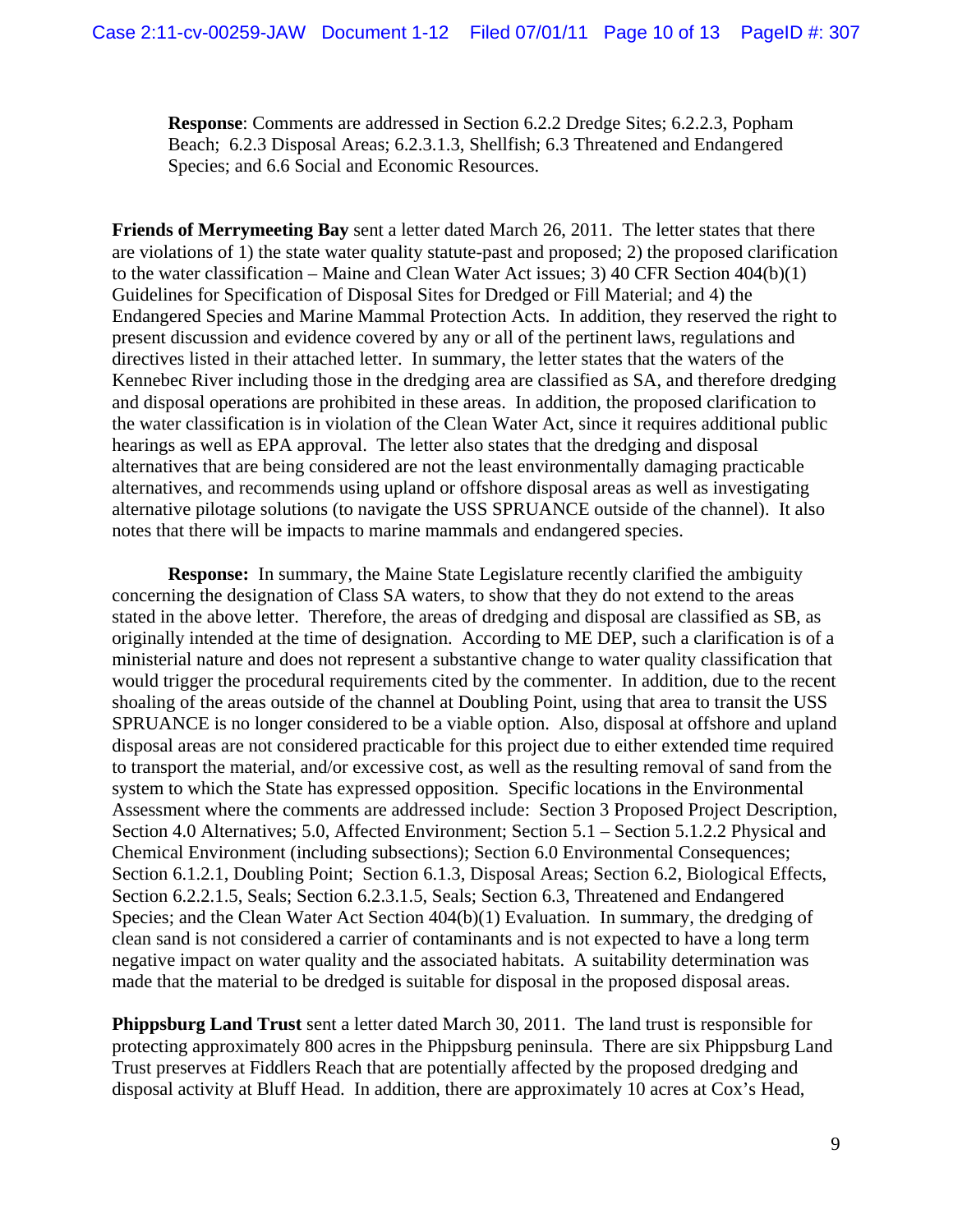**Response**: Comments are addressed in Section 6.2.2 Dredge Sites; 6.2.2.3, Popham Beach; 6.2.3 Disposal Areas; 6.2.3.1.3, Shellfish; 6.3 Threatened and Endangered Species; and 6.6 Social and Economic Resources.

**Friends of Merrymeeting Bay** sent a letter dated March 26, 2011. The letter states that there are violations of 1) the state water quality statute-past and proposed; 2) the proposed clarification to the water classification – Maine and Clean Water Act issues; 3) 40 CFR Section 404(b)(1) Guidelines for Specification of Disposal Sites for Dredged or Fill Material; and 4) the Endangered Species and Marine Mammal Protection Acts. In addition, they reserved the right to present discussion and evidence covered by any or all of the pertinent laws, regulations and directives listed in their attached letter. In summary, the letter states that the waters of the Kennebec River including those in the dredging area are classified as SA, and therefore dredging and disposal operations are prohibited in these areas. In addition, the proposed clarification to the water classification is in violation of the Clean Water Act, since it requires additional public hearings as well as EPA approval. The letter also states that the dredging and disposal alternatives that are being considered are not the least environmentally damaging practicable alternatives, and recommends using upland or offshore disposal areas as well as investigating alternative pilotage solutions (to navigate the USS SPRUANCE outside of the channel). It also notes that there will be impacts to marine mammals and endangered species.

**Response:** In summary, the Maine State Legislature recently clarified the ambiguity concerning the designation of Class SA waters, to show that they do not extend to the areas stated in the above letter. Therefore, the areas of dredging and disposal are classified as SB, as originally intended at the time of designation. According to ME DEP, such a clarification is of a ministerial nature and does not represent a substantive change to water quality classification that would trigger the procedural requirements cited by the commenter. In addition, due to the recent shoaling of the areas outside of the channel at Doubling Point, using that area to transit the USS SPRUANCE is no longer considered to be a viable option. Also, disposal at offshore and upland disposal areas are not considered practicable for this project due to either extended time required to transport the material, and/or excessive cost, as well as the resulting removal of sand from the system to which the State has expressed opposition. Specific locations in the Environmental Assessment where the comments are addressed include: Section 3 Proposed Project Description, Section 4.0 Alternatives; 5.0, Affected Environment; Section 5.1 – Section 5.1.2.2 Physical and Chemical Environment (including subsections); Section 6.0 Environmental Consequences; Section 6.1.2.1, Doubling Point; Section 6.1.3, Disposal Areas; Section 6.2, Biological Effects, Section 6.2.2.1.5, Seals; Section 6.2.3.1.5, Seals; Section 6.3, Threatened and Endangered Species; and the Clean Water Act Section 404(b)(1) Evaluation. In summary, the dredging of clean sand is not considered a carrier of contaminants and is not expected to have a long term negative impact on water quality and the associated habitats. A suitability determination was made that the material to be dredged is suitable for disposal in the proposed disposal areas.

**Phippsburg Land Trust** sent a letter dated March 30, 2011. The land trust is responsible for protecting approximately 800 acres in the Phippsburg peninsula. There are six Phippsburg Land Trust preserves at Fiddlers Reach that are potentially affected by the proposed dredging and disposal activity at Bluff Head. In addition, there are approximately 10 acres at Cox's Head,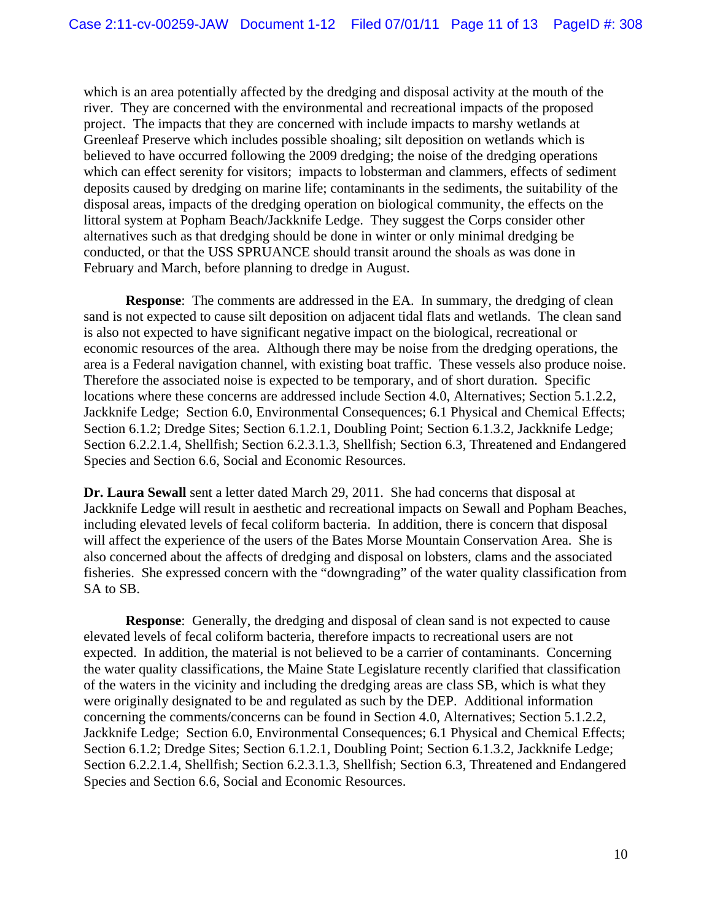which is an area potentially affected by the dredging and disposal activity at the mouth of the river. They are concerned with the environmental and recreational impacts of the proposed project. The impacts that they are concerned with include impacts to marshy wetlands at Greenleaf Preserve which includes possible shoaling; silt deposition on wetlands which is believed to have occurred following the 2009 dredging; the noise of the dredging operations which can effect serenity for visitors; impacts to lobsterman and clammers, effects of sediment deposits caused by dredging on marine life; contaminants in the sediments, the suitability of the disposal areas, impacts of the dredging operation on biological community, the effects on the littoral system at Popham Beach/Jackknife Ledge. They suggest the Corps consider other alternatives such as that dredging should be done in winter or only minimal dredging be conducted, or that the USS SPRUANCE should transit around the shoals as was done in February and March, before planning to dredge in August.

**Response**: The comments are addressed in the EA. In summary, the dredging of clean sand is not expected to cause silt deposition on adjacent tidal flats and wetlands. The clean sand is also not expected to have significant negative impact on the biological, recreational or economic resources of the area. Although there may be noise from the dredging operations, the area is a Federal navigation channel, with existing boat traffic. These vessels also produce noise. Therefore the associated noise is expected to be temporary, and of short duration. Specific locations where these concerns are addressed include Section 4.0, Alternatives; Section 5.1.2.2, Jackknife Ledge; Section 6.0, Environmental Consequences; 6.1 Physical and Chemical Effects; Section 6.1.2; Dredge Sites; Section 6.1.2.1, Doubling Point; Section 6.1.3.2, Jackknife Ledge; Section 6.2.2.1.4, Shellfish; Section 6.2.3.1.3, Shellfish; Section 6.3, Threatened and Endangered Species and Section 6.6, Social and Economic Resources.

**Dr. Laura Sewall** sent a letter dated March 29, 2011. She had concerns that disposal at Jackknife Ledge will result in aesthetic and recreational impacts on Sewall and Popham Beaches, including elevated levels of fecal coliform bacteria. In addition, there is concern that disposal will affect the experience of the users of the Bates Morse Mountain Conservation Area. She is also concerned about the affects of dredging and disposal on lobsters, clams and the associated fisheries. She expressed concern with the "downgrading" of the water quality classification from SA to SB.

**Response**: Generally, the dredging and disposal of clean sand is not expected to cause elevated levels of fecal coliform bacteria, therefore impacts to recreational users are not expected. In addition, the material is not believed to be a carrier of contaminants. Concerning the water quality classifications, the Maine State Legislature recently clarified that classification of the waters in the vicinity and including the dredging areas are class SB, which is what they were originally designated to be and regulated as such by the DEP. Additional information concerning the comments/concerns can be found in Section 4.0, Alternatives; Section 5.1.2.2, Jackknife Ledge; Section 6.0, Environmental Consequences; 6.1 Physical and Chemical Effects; Section 6.1.2; Dredge Sites; Section 6.1.2.1, Doubling Point; Section 6.1.3.2, Jackknife Ledge; Section 6.2.2.1.4, Shellfish; Section 6.2.3.1.3, Shellfish; Section 6.3, Threatened and Endangered Species and Section 6.6, Social and Economic Resources.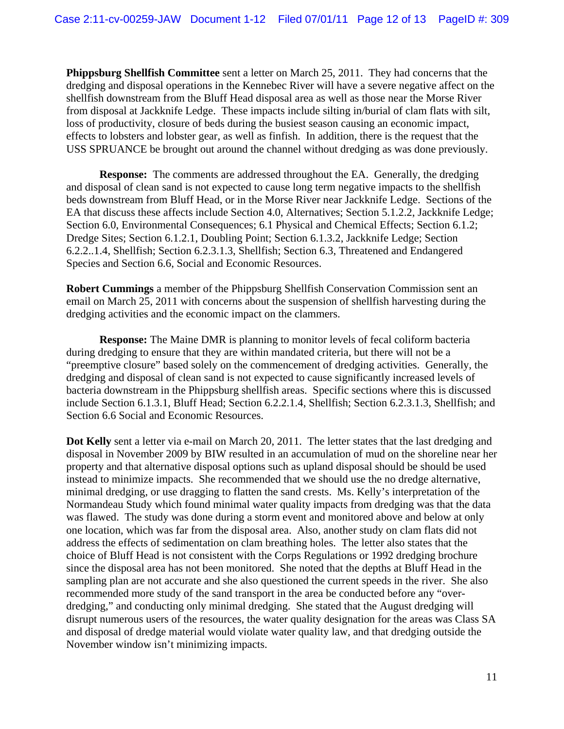**Phippsburg Shellfish Committee** sent a letter on March 25, 2011. They had concerns that the dredging and disposal operations in the Kennebec River will have a severe negative affect on the shellfish downstream from the Bluff Head disposal area as well as those near the Morse River from disposal at Jackknife Ledge. These impacts include silting in/burial of clam flats with silt, loss of productivity, closure of beds during the busiest season causing an economic impact, effects to lobsters and lobster gear, as well as finfish. In addition, there is the request that the USS SPRUANCE be brought out around the channel without dredging as was done previously.

**Response:** The comments are addressed throughout the EA. Generally, the dredging and disposal of clean sand is not expected to cause long term negative impacts to the shellfish beds downstream from Bluff Head, or in the Morse River near Jackknife Ledge. Sections of the EA that discuss these affects include Section 4.0, Alternatives; Section 5.1.2.2, Jackknife Ledge; Section 6.0, Environmental Consequences; 6.1 Physical and Chemical Effects; Section 6.1.2; Dredge Sites; Section 6.1.2.1, Doubling Point; Section 6.1.3.2, Jackknife Ledge; Section 6.2.2..1.4, Shellfish; Section 6.2.3.1.3, Shellfish; Section 6.3, Threatened and Endangered Species and Section 6.6, Social and Economic Resources.

**Robert Cummings** a member of the Phippsburg Shellfish Conservation Commission sent an email on March 25, 2011 with concerns about the suspension of shellfish harvesting during the dredging activities and the economic impact on the clammers.

**Response:** The Maine DMR is planning to monitor levels of fecal coliform bacteria during dredging to ensure that they are within mandated criteria, but there will not be a "preemptive closure" based solely on the commencement of dredging activities. Generally, the dredging and disposal of clean sand is not expected to cause significantly increased levels of bacteria downstream in the Phippsburg shellfish areas. Specific sections where this is discussed include Section 6.1.3.1, Bluff Head; Section 6.2.2.1.4, Shellfish; Section 6.2.3.1.3, Shellfish; and Section 6.6 Social and Economic Resources.

**Dot Kelly** sent a letter via e-mail on March 20, 2011. The letter states that the last dredging and disposal in November 2009 by BIW resulted in an accumulation of mud on the shoreline near her property and that alternative disposal options such as upland disposal should be should be used instead to minimize impacts. She recommended that we should use the no dredge alternative, minimal dredging, or use dragging to flatten the sand crests. Ms. Kelly's interpretation of the Normandeau Study which found minimal water quality impacts from dredging was that the data was flawed. The study was done during a storm event and monitored above and below at only one location, which was far from the disposal area. Also, another study on clam flats did not address the effects of sedimentation on clam breathing holes. The letter also states that the choice of Bluff Head is not consistent with the Corps Regulations or 1992 dredging brochure since the disposal area has not been monitored. She noted that the depths at Bluff Head in the sampling plan are not accurate and she also questioned the current speeds in the river. She also recommended more study of the sand transport in the area be conducted before any "over-dredging," and conducting only minimal dredging. She stated that the August dredging will disrupt numerous users of the resources, the water quality designation for the areas was Class SA and disposal of dredge material would violate water quality law, and that dredging outside the November window isn't minimizing impacts.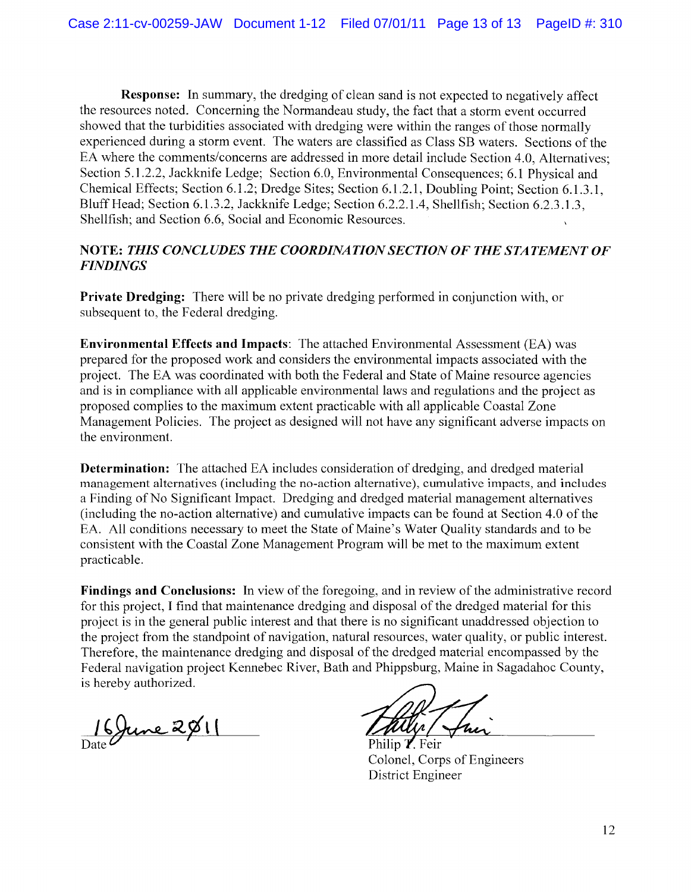**Response:** In summary, the dredging of clean sand is not expected to negatively affect the resources noted. Concerning the Normandeau study, the fact that a storm event occurred showed that the turbidities associated with dredging were within the ranges of those normally experienced during a storm event. The waters are classified as Class SB waters. Sections of the EA where the comments/concerns are addressed in more detail include Section 4.0, Alternatives; Section 5.1.2.2, Jackknife Ledge; Section 6.0, Environmental Consequences; 6.1 Physical and Chemical Effects; Section 6.1.2; Dredge Sites; Section 6.1.2.1, Doubling Point; Section 6.1.3.1, Bluff Head; Section 6.1.3.2, Jackknife Ledge; Section 6.2.2.1.4, Shellfish; Section 6.2.3.1.3, Shellfish; and Section 6.6, Social and Economic Resources.

**NOTE:** ***THIS CONCLUDES THE COORDINATION SECTION OF THE STATEMENT OF FINDINGS***

**Private Dredging:** There will be no private dredging performed in conjunction with, or subsequent to, the Federal dredging.

**Environmental Effects and Impacts**: The attached Environmental Assessment (EA) was prepared for the proposed work and considers the environmental impacts associated with the project. The EA was coordinated with both the Federal and State of Maine resource agencies and is in compliance with all applicable environmental laws and regulations and the project as proposed complies to the maximum extent practicable with all applicable Coastal Zone Management Policies. The project as designed will not have any significant adverse impacts on the environment.

**Determination:** The attached EA includes consideration of dredging, and dredged material management alternatives (including the no-action alternative), cumulative impacts, and includes a Finding of No Significant Impact. Dredging and dredged material management alternatives (including the no-action alternative) and cumulative impacts can be found at Section 4.0 of the EA. All conditions necessary to meet the State of Maine's Water Quality standards and to be consistent with the Coastal Zone Management Program will be met to the maximum extent practicable.

**Findings and Conclusions:** In view of the foregoing, and in review of the administrative record for this project, I find that maintenance dredging and disposal of the dredged material for this project is in the general public interest and that there is no significant unaddressed objection to the project from the standpoint of navigation, natural resources, water quality, or public interest. Therefore, the maintenance dredging and disposal of the dredged material encompassed by the Federal navigation project Kennebec River, Bath and Phippsburg, Maine in Sagadahoc County, is hereby authorized.

16 June 2011
Date

Philip T. Feir
Colonel, Corps of Engineers
District Engineer